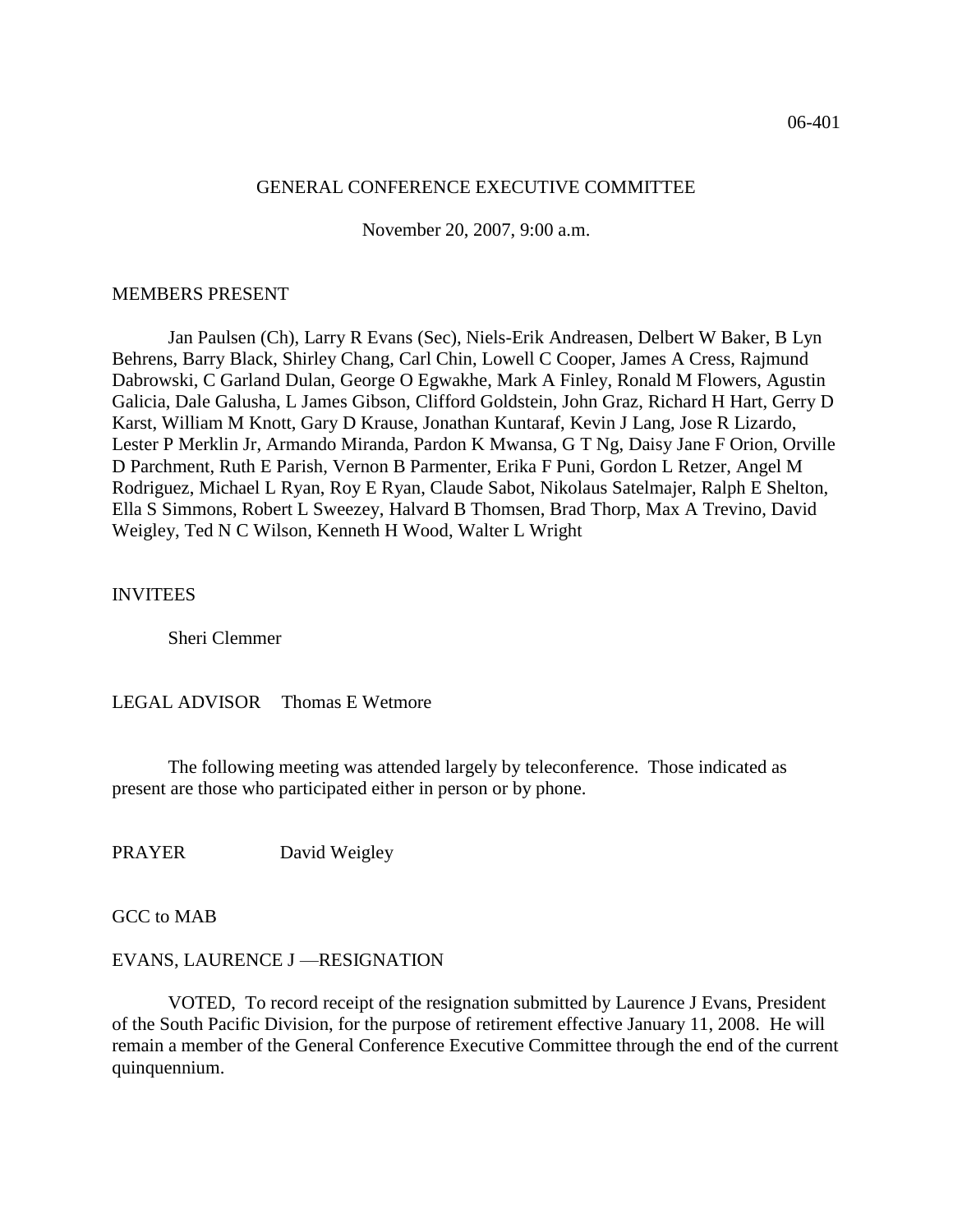06-401

GENERAL CONFERENCE EXECUTIVE COMMITTEE

November 20, 2007, 9:00 a.m.

MEMBERS PRESENT

Jan Paulsen (Ch), Larry R Evans (Sec), Niels-Erik Andreasen, Delbert W Baker, B Lyn Behrens, Barry Black, Shirley Chang, Carl Chin, Lowell C Cooper, James A Cress, Rajmund Dabrowski, C Garland Dulan, George O Egwakhe, Mark A Finley, Ronald M Flowers, Agustin Galicia, Dale Galusha, L James Gibson, Clifford Goldstein, John Graz, Richard H Hart, Gerry D Karst, William M Knott, Gary D Krause, Jonathan Kuntaraf, Kevin J Lang, Jose R Lizardo, Lester P Merklin Jr, Armando Miranda, Pardon K Mwansa, G T Ng, Daisy Jane F Orion, Orville D Parchment, Ruth E Parish, Vernon B Parmenter, Erika F Puni, Gordon L Retzer, Angel M Rodriguez, Michael L Ryan, Roy E Ryan, Claude Sabot, Nikolaus Satelmajer, Ralph E Shelton, Ella S Simmons, Robert L Sweezey, Halvard B Thomsen, Brad Thorp, Max A Trevino, David Weigley, Ted N C Wilson, Kenneth H Wood, Walter L Wright

INVITEES

Sheri Clemmer

LEGAL ADVISOR Thomas E Wetmore

The following meeting was attended largely by teleconference. Those indicated as present are those who participated either in person or by phone.

PRAYER David Weigley

GCC to MAB

EVANS, LAURENCE J —RESIGNATION

VOTED, To record receipt of the resignation submitted by Laurence J Evans, President of the South Pacific Division, for the purpose of retirement effective January 11, 2008. He will remain a member of the General Conference Executive Committee through the end of the current quinquennium.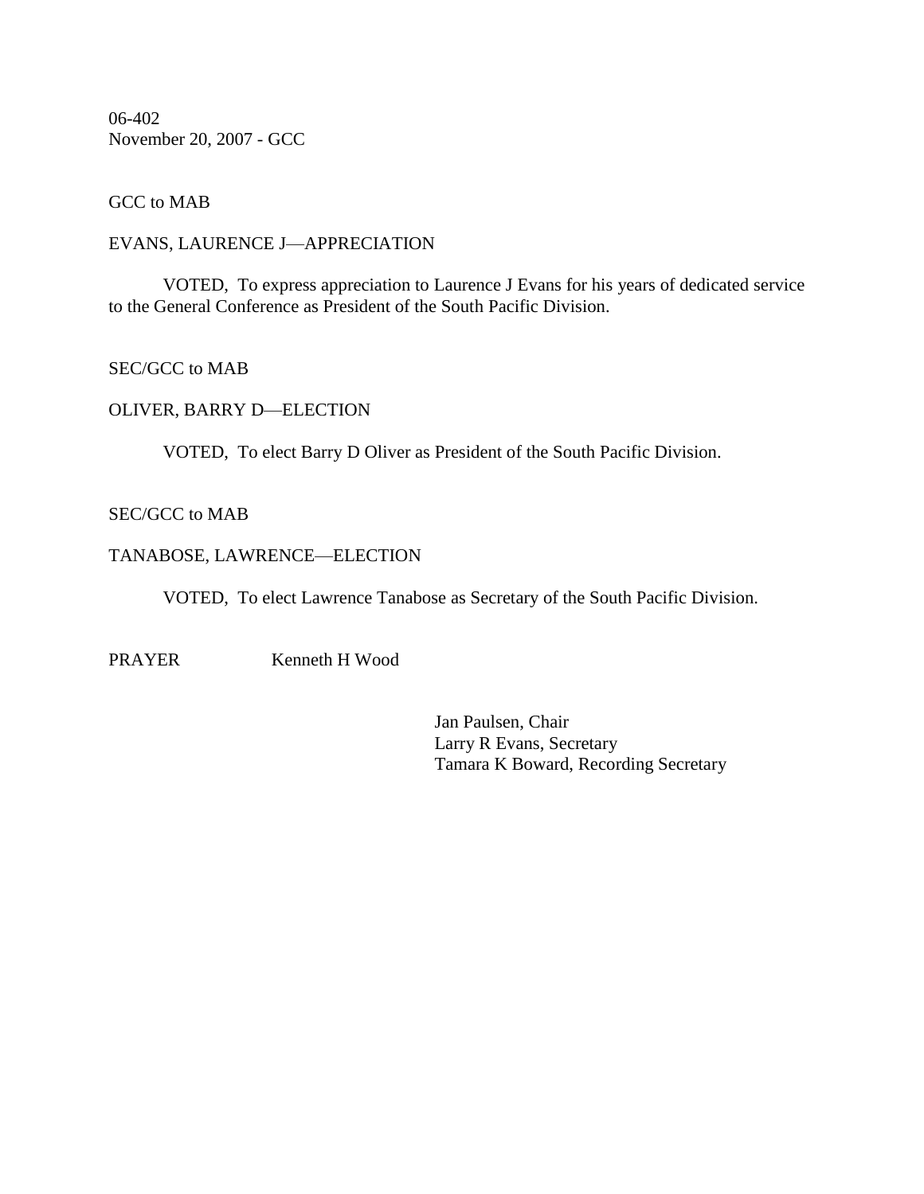06-402
November 20, 2007 - GCC

GCC to MAB

EVANS, LAURENCE J—APPRECIATION

VOTED, To express appreciation to Laurence J Evans for his years of dedicated service to the General Conference as President of the South Pacific Division.

SEC/GCC to MAB

OLIVER, BARRY D—ELECTION

VOTED, To elect Barry D Oliver as President of the South Pacific Division.

SEC/GCC to MAB

TANABOSE, LAWRENCE—ELECTION

VOTED, To elect Lawrence Tanabose as Secretary of the South Pacific Division.

PRAYER Kenneth H Wood

Jan Paulsen, Chair
Larry R Evans, Secretary
Tamara K Boward, Recording Secretary